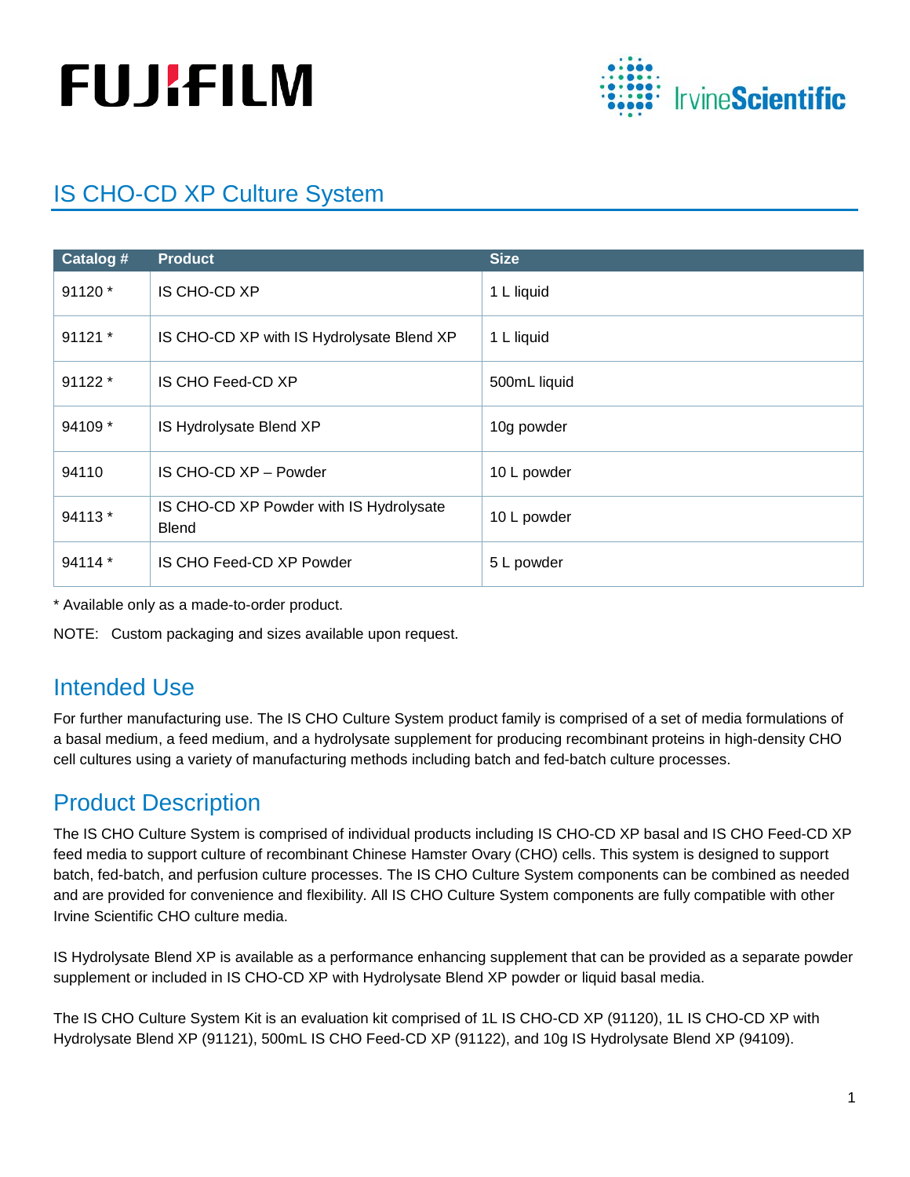FUJIFILM

IrvineScientific

# IS CHO-CD XP Culture System

| Catalog # | Product | Size |
| --- | --- | --- |
| 91120 * | IS CHO-CD XP | 1 L liquid |
| 91121 * | IS CHO-CD XP with IS Hydrolysate Blend XP | 1 L liquid |
| 91122 * | IS CHO Feed-CD XP | 500mL liquid |
| 94109 * | IS Hydrolysate Blend XP | 10g powder |
| 94110 | IS CHO-CD XP – Powder | 10 L powder |
| 94113 * | IS CHO-CD XP Powder with IS Hydrolysate Blend | 10 L powder |
| 94114 * | IS CHO Feed-CD XP Powder | 5 L powder |

* Available only as a made-to-order product.

NOTE: Custom packaging and sizes available upon request.

## Intended Use

For further manufacturing use. The IS CHO Culture System product family is comprised of a set of media formulations of a basal medium, a feed medium, and a hydrolysate supplement for producing recombinant proteins in high-density CHO cell cultures using a variety of manufacturing methods including batch and fed-batch culture processes.

## Product Description

The IS CHO Culture System is comprised of individual products including IS CHO-CD XP basal and IS CHO Feed-CD XP feed media to support culture of recombinant Chinese Hamster Ovary (CHO) cells. This system is designed to support batch, fed-batch, and perfusion culture processes. The IS CHO Culture System components can be combined as needed and are provided for convenience and flexibility. All IS CHO Culture System components are fully compatible with other Irvine Scientific CHO culture media.

IS Hydrolysate Blend XP is available as a performance enhancing supplement that can be provided as a separate powder supplement or included in IS CHO-CD XP with Hydrolysate Blend XP powder or liquid basal media.

The IS CHO Culture System Kit is an evaluation kit comprised of 1L IS CHO-CD XP (91120), 1L IS CHO-CD XP with Hydrolysate Blend XP (91121), 500mL IS CHO Feed-CD XP (91122), and 10g IS Hydrolysate Blend XP (94109).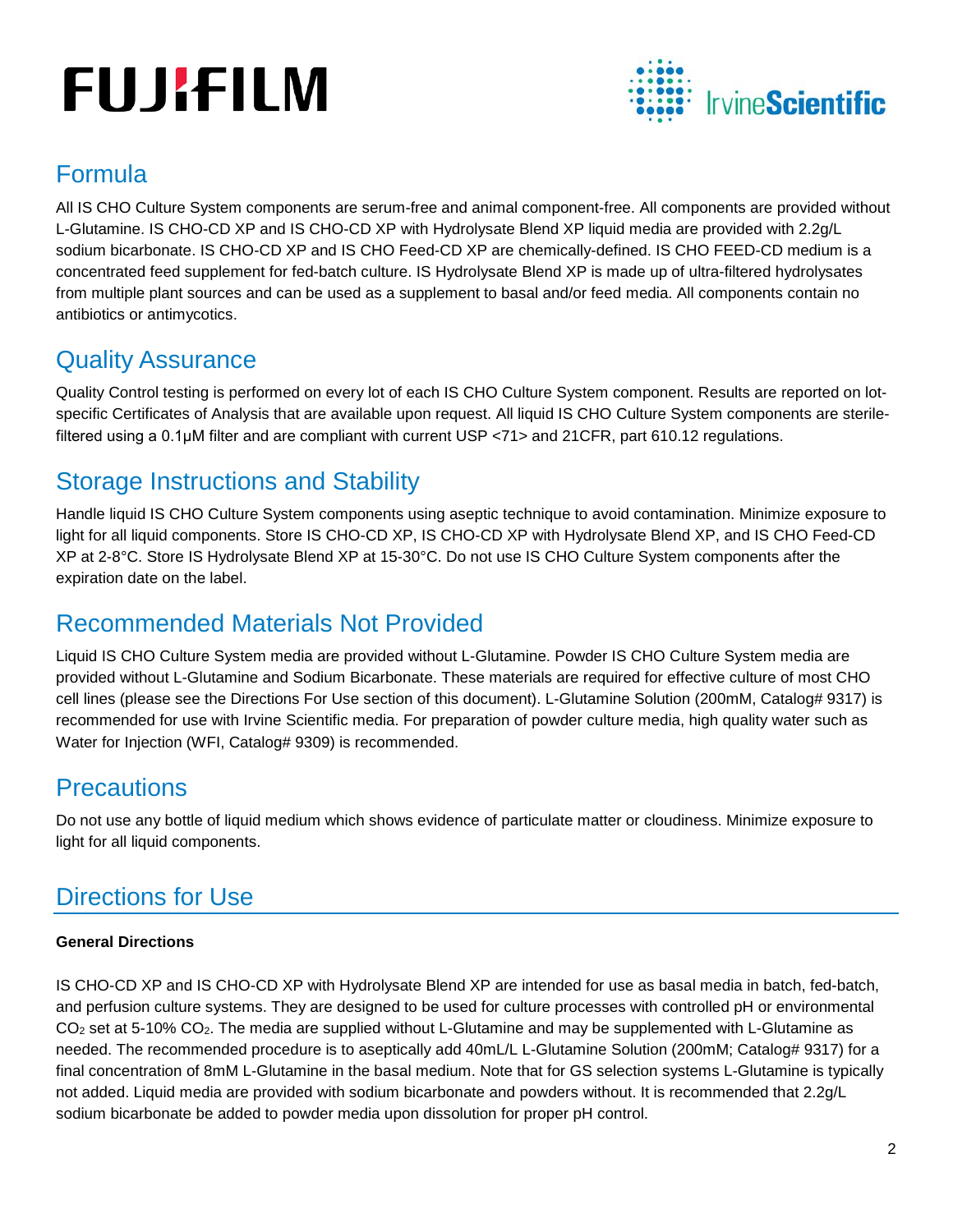## Formula

All IS CHO Culture System components are serum-free and animal component-free. All components are provided without L-Glutamine. IS CHO-CD XP and IS CHO-CD XP with Hydrolysate Blend XP liquid media are provided with 2.2g/L sodium bicarbonate. IS CHO-CD XP and IS CHO Feed-CD XP are chemically-defined. IS CHO FEED-CD medium is a concentrated feed supplement for fed-batch culture. IS Hydrolysate Blend XP is made up of ultra-filtered hydrolysates from multiple plant sources and can be used as a supplement to basal and/or feed media. All components contain no antibiotics or antimycotics.

## Quality Assurance

Quality Control testing is performed on every lot of each IS CHO Culture System component. Results are reported on lot-specific Certificates of Analysis that are available upon request. All liquid IS CHO Culture System components are sterile-filtered using a 0.1µM filter and are compliant with current USP <71> and 21CFR, part 610.12 regulations.

## Storage Instructions and Stability

Handle liquid IS CHO Culture System components using aseptic technique to avoid contamination. Minimize exposure to light for all liquid components. Store IS CHO-CD XP, IS CHO-CD XP with Hydrolysate Blend XP, and IS CHO Feed-CD XP at 2-8°C. Store IS Hydrolysate Blend XP at 15-30°C. Do not use IS CHO Culture System components after the expiration date on the label.

## Recommended Materials Not Provided

Liquid IS CHO Culture System media are provided without L-Glutamine. Powder IS CHO Culture System media are provided without L-Glutamine and Sodium Bicarbonate. These materials are required for effective culture of most CHO cell lines (please see the Directions For Use section of this document). L-Glutamine Solution (200mM, Catalog# 9317) is recommended for use with Irvine Scientific media. For preparation of powder culture media, high quality water such as Water for Injection (WFI, Catalog# 9309) is recommended.

## Precautions

Do not use any bottle of liquid medium which shows evidence of particulate matter or cloudiness. Minimize exposure to light for all liquid components.

## Directions for Use

**General Directions**

IS CHO-CD XP and IS CHO-CD XP with Hydrolysate Blend XP are intended for use as basal media in batch, fed-batch, and perfusion culture systems. They are designed to be used for culture processes with controlled pH or environmental $CO_2$ set at 5-10% $CO_2$. The media are supplied without L-Glutamine and may be supplemented with L-Glutamine as needed. The recommended procedure is to aseptically add 40mL/L L-Glutamine Solution (200mM; Catalog# 9317) for a final concentration of 8mM L-Glutamine in the basal medium. Note that for GS selection systems L-Glutamine is typically not added. Liquid media are provided with sodium bicarbonate and powders without. It is recommended that 2.2g/L sodium bicarbonate be added to powder media upon dissolution for proper pH control.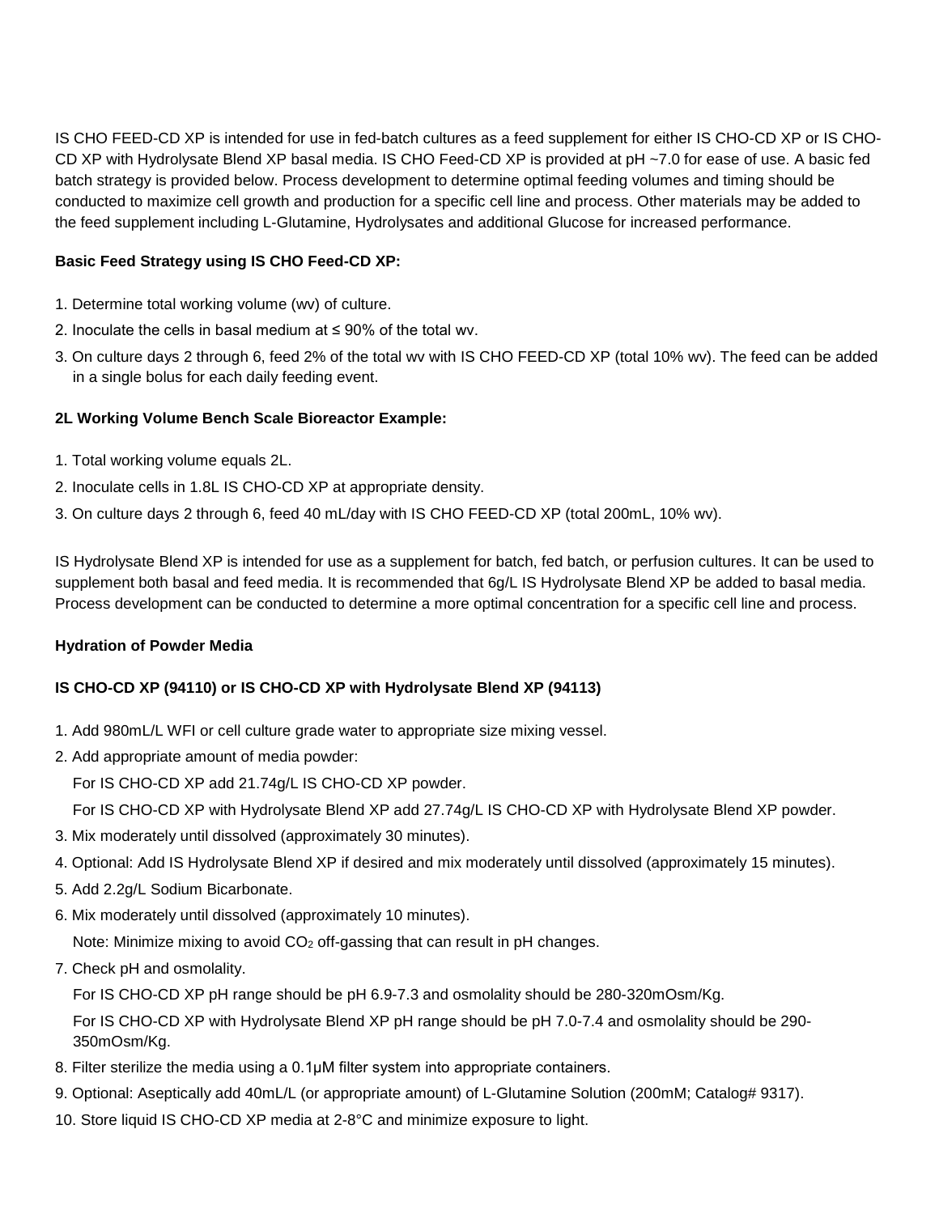IS CHO FEED-CD XP is intended for use in fed-batch cultures as a feed supplement for either IS CHO-CD XP or IS CHO-CD XP with Hydrolysate Blend XP basal media. IS CHO Feed-CD XP is provided at pH ~7.0 for ease of use. A basic fed batch strategy is provided below. Process development to determine optimal feeding volumes and timing should be conducted to maximize cell growth and production for a specific cell line and process. Other materials may be added to the feed supplement including L-Glutamine, Hydrolysates and additional Glucose for increased performance.

**Basic Feed Strategy using IS CHO Feed-CD XP:**

1. Determine total working volume (wv) of culture.
2. Inoculate the cells in basal medium at ≤ 90% of the total wv.
3. On culture days 2 through 6, feed 2% of the total wv with IS CHO FEED-CD XP (total 10% wv). The feed can be added in a single bolus for each daily feeding event.

**2L Working Volume Bench Scale Bioreactor Example:**

1. Total working volume equals 2L.
2. Inoculate cells in 1.8L IS CHO-CD XP at appropriate density.
3. On culture days 2 through 6, feed 40 mL/day with IS CHO FEED-CD XP (total 200mL, 10% wv).

IS Hydrolysate Blend XP is intended for use as a supplement for batch, fed batch, or perfusion cultures. It can be used to supplement both basal and feed media. It is recommended that 6g/L IS Hydrolysate Blend XP be added to basal media. Process development can be conducted to determine a more optimal concentration for a specific cell line and process.

**Hydration of Powder Media**

**IS CHO-CD XP (94110) or IS CHO-CD XP with Hydrolysate Blend XP (94113)**

1. Add 980mL/L WFI or cell culture grade water to appropriate size mixing vessel.
2. Add appropriate amount of media powder:

   For IS CHO-CD XP add 21.74g/L IS CHO-CD XP powder.

   For IS CHO-CD XP with Hydrolysate Blend XP add 27.74g/L IS CHO-CD XP with Hydrolysate Blend XP powder.
3. Mix moderately until dissolved (approximately 30 minutes).
4. Optional: Add IS Hydrolysate Blend XP if desired and mix moderately until dissolved (approximately 15 minutes).
5. Add 2.2g/L Sodium Bicarbonate.
6. Mix moderately until dissolved (approximately 10 minutes).

   Note: Minimize mixing to avoid $CO_2$ off-gassing that can result in pH changes.
7. Check pH and osmolality.

   For IS CHO-CD XP pH range should be pH 6.9-7.3 and osmolality should be 280-320mOsm/Kg.

   For IS CHO-CD XP with Hydrolysate Blend XP pH range should be pH 7.0-7.4 and osmolality should be 290-350mOsm/Kg.
8. Filter sterilize the media using a 0.1µM filter system into appropriate containers.
9. Optional: Aseptically add 40mL/L (or appropriate amount) of L-Glutamine Solution (200mM; Catalog# 9317).
10. Store liquid IS CHO-CD XP media at 2-8°C and minimize exposure to light.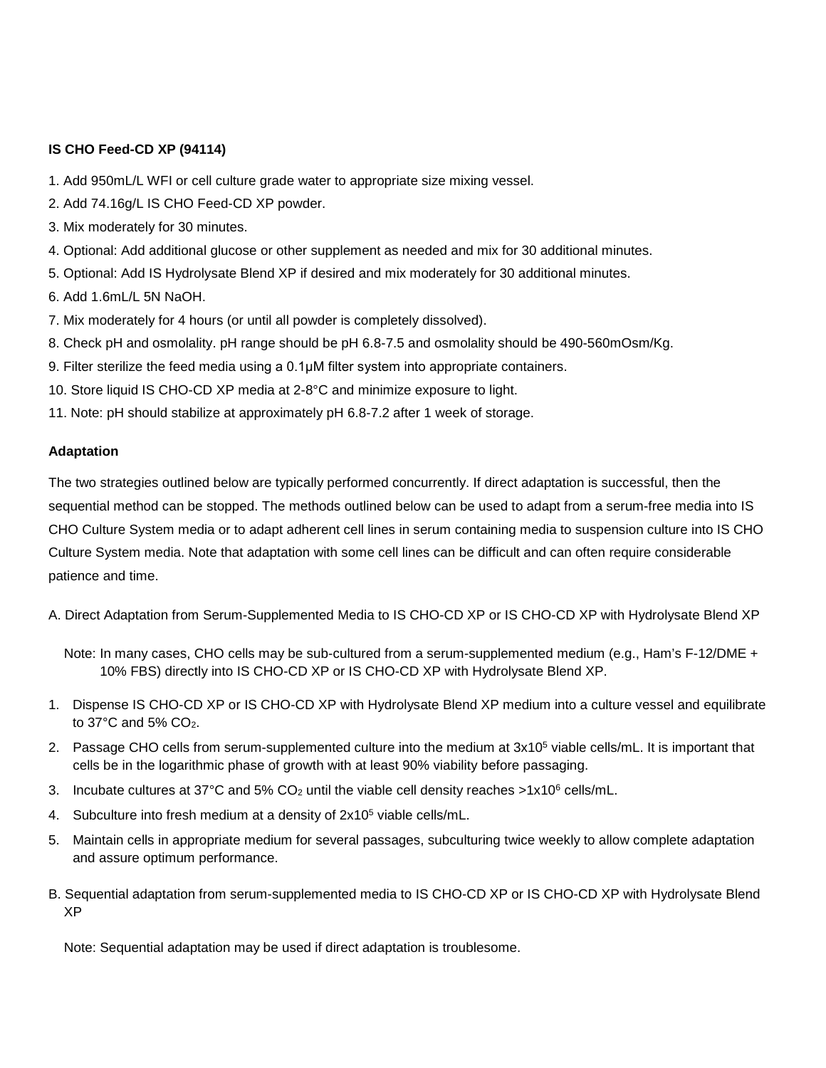**IS CHO Feed-CD XP (94114)**

1. Add 950mL/L WFI or cell culture grade water to appropriate size mixing vessel.
2. Add 74.16g/L IS CHO Feed-CD XP powder.
3. Mix moderately for 30 minutes.
4. Optional: Add additional glucose or other supplement as needed and mix for 30 additional minutes.
5. Optional: Add IS Hydrolysate Blend XP if desired and mix moderately for 30 additional minutes.
6. Add 1.6mL/L 5N NaOH.
7. Mix moderately for 4 hours (or until all powder is completely dissolved).
8. Check pH and osmolality. pH range should be pH 6.8-7.5 and osmolality should be 490-560mOsm/Kg.
9. Filter sterilize the feed media using a 0.1μM filter system into appropriate containers.
10. Store liquid IS CHO-CD XP media at 2-8°C and minimize exposure to light.
11. Note: pH should stabilize at approximately pH 6.8-7.2 after 1 week of storage.

**Adaptation**

The two strategies outlined below are typically performed concurrently. If direct adaptation is successful, then the sequential method can be stopped. The methods outlined below can be used to adapt from a serum-free media into IS CHO Culture System media or to adapt adherent cell lines in serum containing media to suspension culture into IS CHO Culture System media. Note that adaptation with some cell lines can be difficult and can often require considerable patience and time.

A. Direct Adaptation from Serum-Supplemented Media to IS CHO-CD XP or IS CHO-CD XP with Hydrolysate Blend XP

Note: In many cases, CHO cells may be sub-cultured from a serum-supplemented medium (e.g., Ham's F-12/DME + 10% FBS) directly into IS CHO-CD XP or IS CHO-CD XP with Hydrolysate Blend XP.

1. Dispense IS CHO-CD XP or IS CHO-CD XP with Hydrolysate Blend XP medium into a culture vessel and equilibrate to 37°C and 5% $CO_2$.
2. Passage CHO cells from serum-supplemented culture into the medium at $3x10^5$ viable cells/mL. It is important that cells be in the logarithmic phase of growth with at least 90% viability before passaging.
3. Incubate cultures at 37°C and 5% $CO_2$ until the viable cell density reaches $>1x10^6$ cells/mL.
4. Subculture into fresh medium at a density of $2x10^5$ viable cells/mL.
5. Maintain cells in appropriate medium for several passages, subculturing twice weekly to allow complete adaptation and assure optimum performance.

B. Sequential adaptation from serum-supplemented media to IS CHO-CD XP or IS CHO-CD XP with Hydrolysate Blend XP

Note: Sequential adaptation may be used if direct adaptation is troublesome.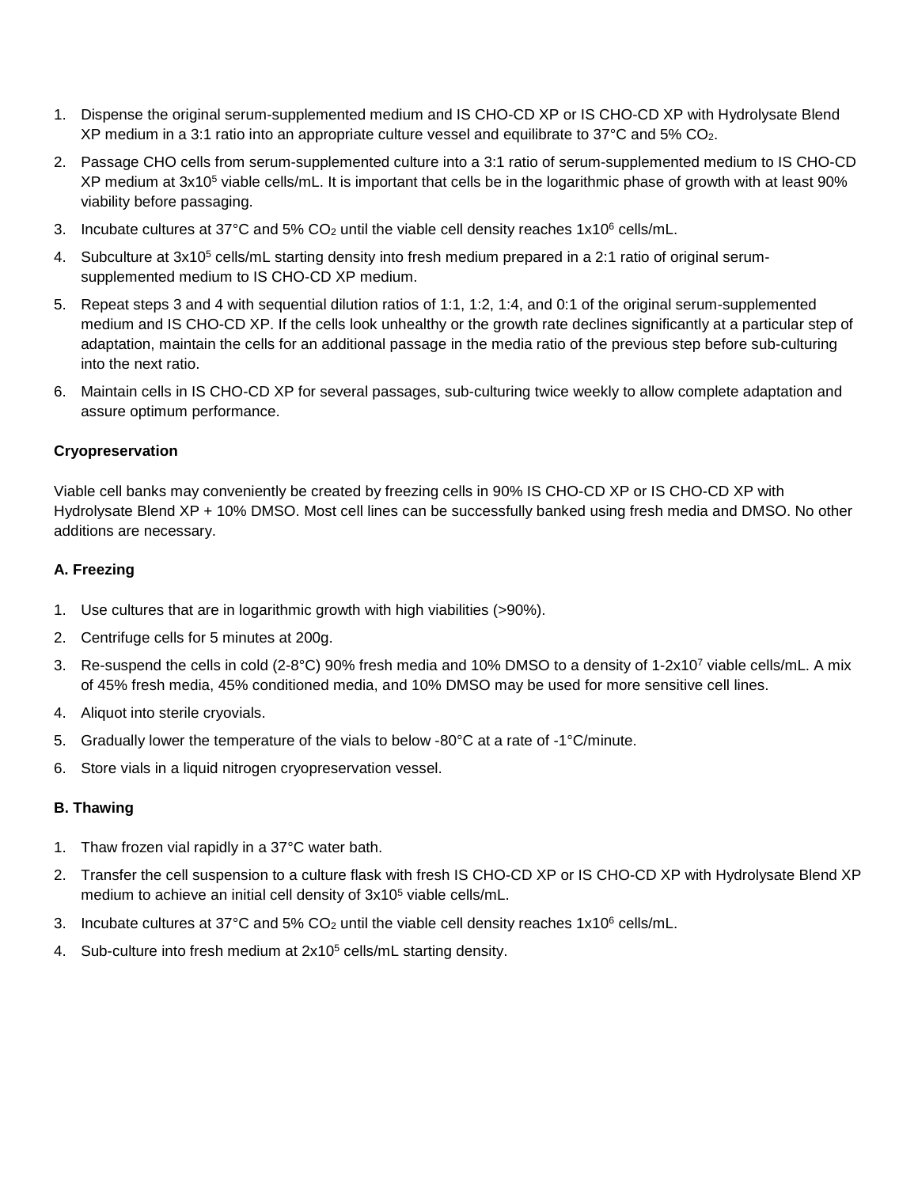1. Dispense the original serum-supplemented medium and IS CHO-CD XP or IS CHO-CD XP with Hydrolysate Blend XP medium in a 3:1 ratio into an appropriate culture vessel and equilibrate to 37°C and 5% $CO_2$.
2. Passage CHO cells from serum-supplemented culture into a 3:1 ratio of serum-supplemented medium to IS CHO-CD XP medium at $3x10^5$ viable cells/mL. It is important that cells be in the logarithmic phase of growth with at least 90% viability before passaging.
3. Incubate cultures at 37°C and 5% $CO_2$ until the viable cell density reaches $1x10^6$ cells/mL.
4. Subculture at $3x10^5$ cells/mL starting density into fresh medium prepared in a 2:1 ratio of original serum-supplemented medium to IS CHO-CD XP medium.
5. Repeat steps 3 and 4 with sequential dilution ratios of 1:1, 1:2, 1:4, and 0:1 of the original serum-supplemented medium and IS CHO-CD XP. If the cells look unhealthy or the growth rate declines significantly at a particular step of adaptation, maintain the cells for an additional passage in the media ratio of the previous step before sub-culturing into the next ratio.
6. Maintain cells in IS CHO-CD XP for several passages, sub-culturing twice weekly to allow complete adaptation and assure optimum performance.

**Cryopreservation**

Viable cell banks may conveniently be created by freezing cells in 90% IS CHO-CD XP or IS CHO-CD XP with Hydrolysate Blend XP + 10% DMSO. Most cell lines can be successfully banked using fresh media and DMSO. No other additions are necessary.

**A. Freezing**

1. Use cultures that are in logarithmic growth with high viabilities (>90%).
2. Centrifuge cells for 5 minutes at 200g.
3. Re-suspend the cells in cold (2-8°C) 90% fresh media and 10% DMSO to a density of $1\text{-}2x10^7$ viable cells/mL. A mix of 45% fresh media, 45% conditioned media, and 10% DMSO may be used for more sensitive cell lines.
4. Aliquot into sterile cryovials.
5. Gradually lower the temperature of the vials to below -80°C at a rate of -1°C/minute.
6. Store vials in a liquid nitrogen cryopreservation vessel.

**B. Thawing**

1. Thaw frozen vial rapidly in a 37°C water bath.
2. Transfer the cell suspension to a culture flask with fresh IS CHO-CD XP or IS CHO-CD XP with Hydrolysate Blend XP medium to achieve an initial cell density of $3x10^5$ viable cells/mL.
3. Incubate cultures at 37°C and 5% $CO_2$ until the viable cell density reaches $1x10^6$ cells/mL.
4. Sub-culture into fresh medium at $2x10^5$ cells/mL starting density.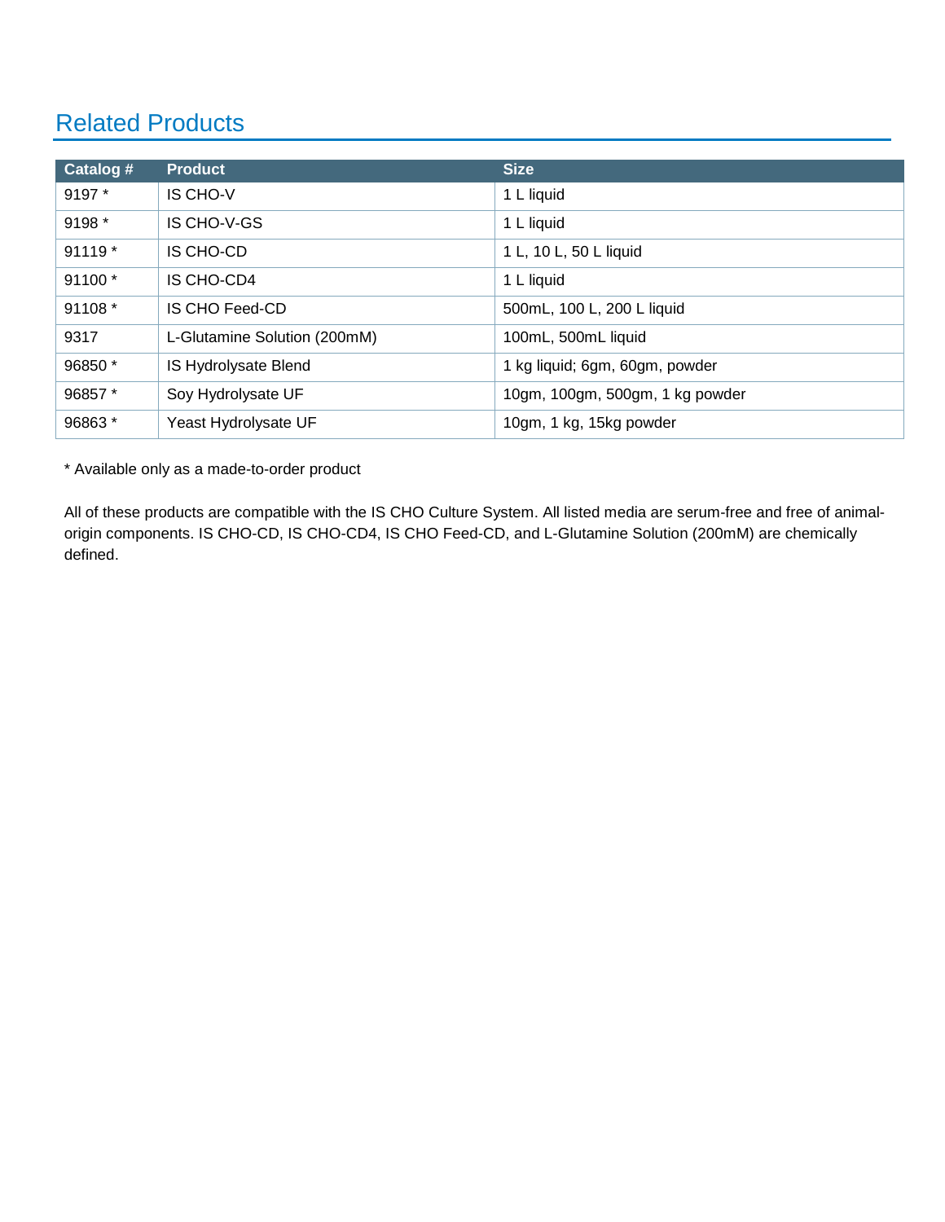## Related Products

| Catalog # | Product | Size |
|---|---|---|
| 9197 * | IS CHO-V | 1 L liquid |
| 9198 * | IS CHO-V-GS | 1 L liquid |
| 91119 * | IS CHO-CD | 1 L, 10 L, 50 L liquid |
| 91100 * | IS CHO-CD4 | 1 L liquid |
| 91108 * | IS CHO Feed-CD | 500mL, 100 L, 200 L liquid |
| 9317 | L-Glutamine Solution (200mM) | 100mL, 500mL liquid |
| 96850 * | IS Hydrolysate Blend | 1 kg liquid; 6gm, 60gm, powder |
| 96857 * | Soy Hydrolysate UF | 10gm, 100gm, 500gm, 1 kg powder |
| 96863 * | Yeast Hydrolysate UF | 10gm, 1 kg, 15kg powder |

* Available only as a made-to-order product

All of these products are compatible with the IS CHO Culture System. All listed media are serum-free and free of animal-origin components. IS CHO-CD, IS CHO-CD4, IS CHO Feed-CD, and L-Glutamine Solution (200mM) are chemically defined.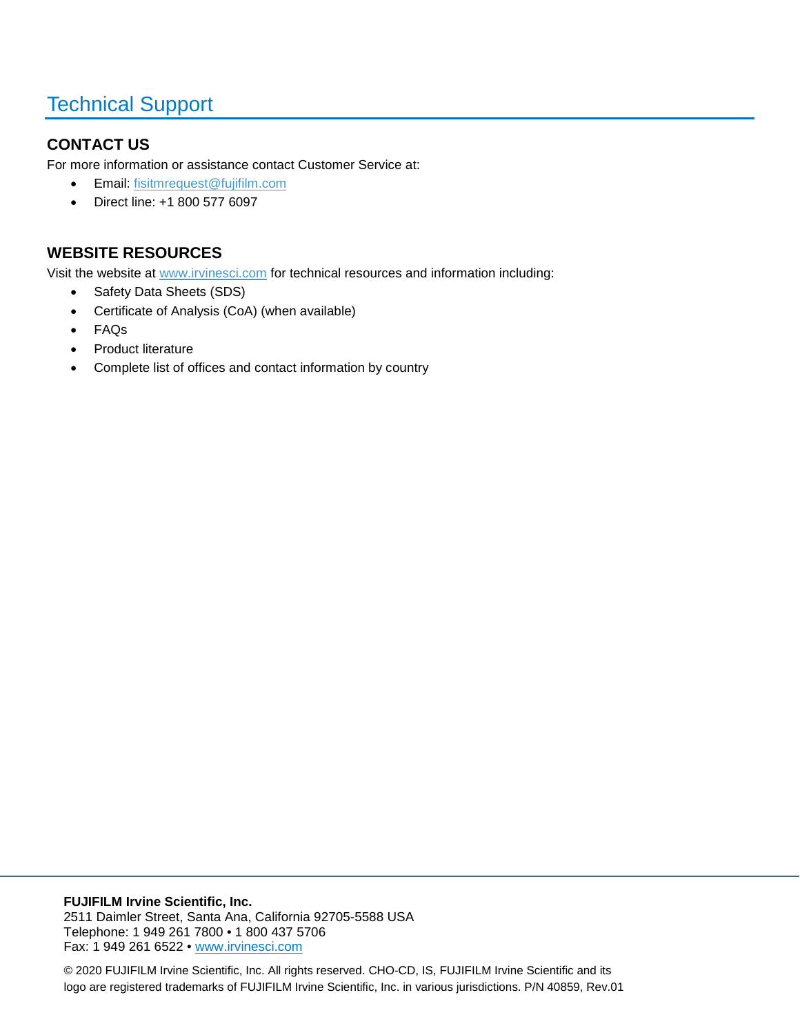# Technical Support

## CONTACT US

For more information or assistance contact Customer Service at:

- Email: fisitmrequest@fujifilm.com
- Direct line: +1 800 577 6097

## WEBSITE RESOURCES

Visit the website at www.irvinesci.com for technical resources and information including:

- Safety Data Sheets (SDS)
- Certificate of Analysis (CoA) (when available)
- FAQs
- Product literature
- Complete list of offices and contact information by country

**FUJIFILM Irvine Scientific, Inc.**
2511 Daimler Street, Santa Ana, California 92705-5588 USA
Telephone: 1 949 261 7800 • 1 800 437 5706
Fax: 1 949 261 6522 • www.irvinesci.com

© 2020 FUJIFILM Irvine Scientific, Inc. All rights reserved. CHO-CD, IS, FUJIFILM Irvine Scientific and its logo are registered trademarks of FUJIFILM Irvine Scientific, Inc. in various jurisdictions. P/N 40859, Rev.01